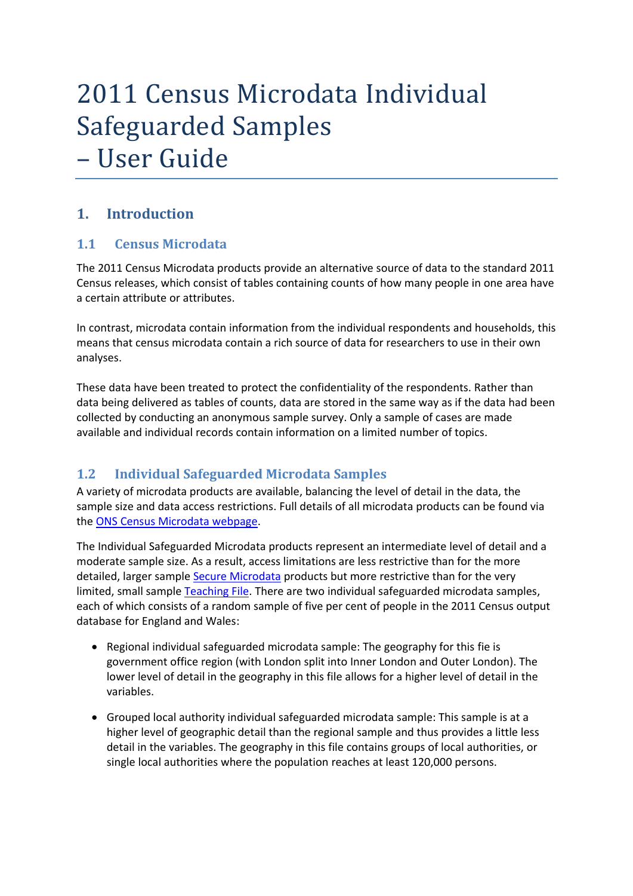# 2011 Census Microdata Individual Safeguarded Samples – User Guide

## 1. Introduction

### 1.1 Census Microdata

The 2011 Census Microdata products provide an alternative source of data to the standard 2011 Census releases, which consist of tables containing counts of how many people in one area have a certain attribute or attributes.

In contrast, microdata contain information from the individual respondents and households, this means that census microdata contain a rich source of data for researchers to use in their own analyses.

These data have been treated to protect the confidentiality of the respondents. Rather than data being delivered as tables of counts, data are stored in the same way as if the data had been collected by conducting an anonymous sample survey. Only a sample of cases are made available and individual records contain information on a limited number of topics.

### 1.2 Individual Safeguarded Microdata Samples

A variety of microdata products are available, balancing the level of detail in the data, the sample size and data access restrictions. Full details of all microdata products can be found via the ONS Census Microdata webpage.

The Individual Safeguarded Microdata products represent an intermediate level of detail and a moderate sample size. As a result, access limitations are less restrictive than for the more detailed, larger sample Secure Microdata products but more restrictive than for the very limited, small sample Teaching File. There are two individual safeguarded microdata samples, each of which consists of a random sample of five per cent of people in the 2011 Census output database for England and Wales:

- Regional individual safeguarded microdata sample: The geography for this fie is government office region (with London split into Inner London and Outer London). The lower level of detail in the geography in this file allows for a higher level of detail in the variables.

- Grouped local authority individual safeguarded microdata sample: This sample is at a higher level of geographic detail than the regional sample and thus provides a little less detail in the variables. The geography in this file contains groups of local authorities, or single local authorities where the population reaches at least 120,000 persons.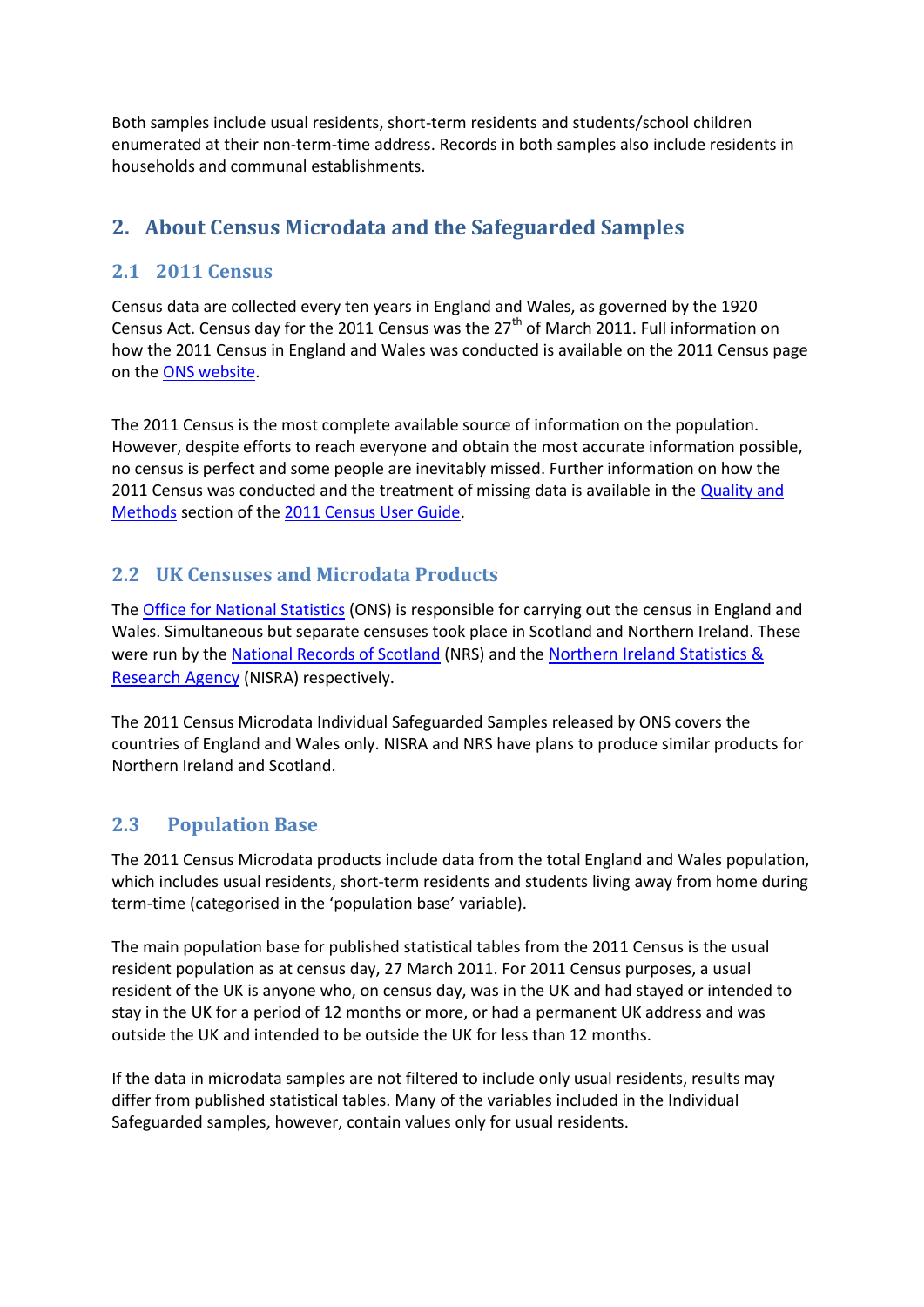Both samples include usual residents, short-term residents and students/school children enumerated at their non-term-time address. Records in both samples also include residents in households and communal establishments.

## 2. About Census Microdata and the Safeguarded Samples

### 2.1 2011 Census

Census data are collected every ten years in England and Wales, as governed by the 1920 Census Act. Census day for the 2011 Census was the 27th of March 2011. Full information on how the 2011 Census in England and Wales was conducted is available on the 2011 Census page on the ONS website.

The 2011 Census is the most complete available source of information on the population. However, despite efforts to reach everyone and obtain the most accurate information possible, no census is perfect and some people are inevitably missed. Further information on how the 2011 Census was conducted and the treatment of missing data is available in the Quality and Methods section of the 2011 Census User Guide.

### 2.2 UK Censuses and Microdata Products

The Office for National Statistics (ONS) is responsible for carrying out the census in England and Wales. Simultaneous but separate censuses took place in Scotland and Northern Ireland. These were run by the National Records of Scotland (NRS) and the Northern Ireland Statistics & Research Agency (NISRA) respectively.

The 2011 Census Microdata Individual Safeguarded Samples released by ONS covers the countries of England and Wales only. NISRA and NRS have plans to produce similar products for Northern Ireland and Scotland.

### 2.3 Population Base

The 2011 Census Microdata products include data from the total England and Wales population, which includes usual residents, short-term residents and students living away from home during term-time (categorised in the 'population base' variable).

The main population base for published statistical tables from the 2011 Census is the usual resident population as at census day, 27 March 2011. For 2011 Census purposes, a usual resident of the UK is anyone who, on census day, was in the UK and had stayed or intended to stay in the UK for a period of 12 months or more, or had a permanent UK address and was outside the UK and intended to be outside the UK for less than 12 months.

If the data in microdata samples are not filtered to include only usual residents, results may differ from published statistical tables. Many of the variables included in the Individual Safeguarded samples, however, contain values only for usual residents.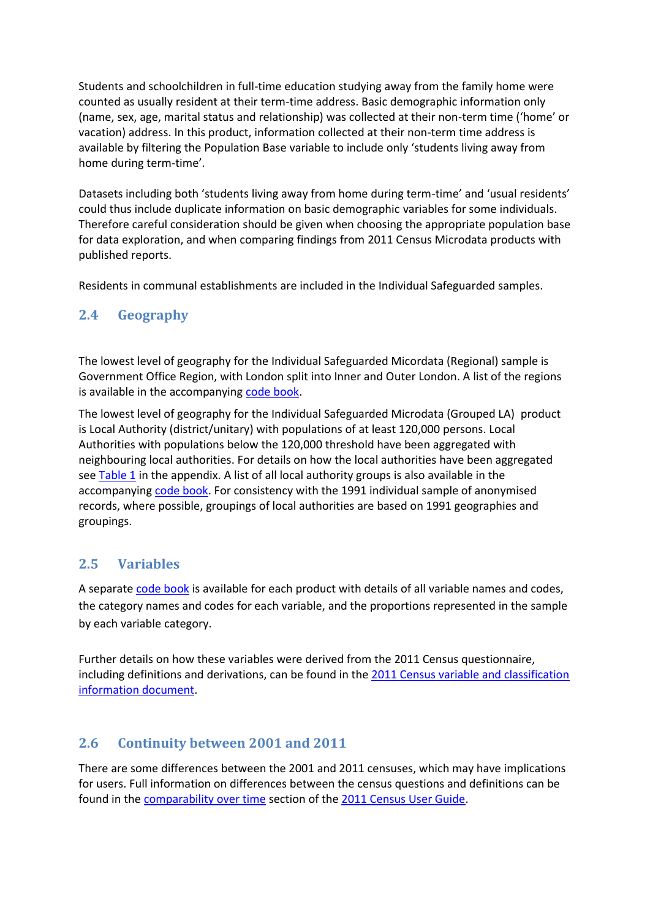Students and schoolchildren in full-time education studying away from the family home were counted as usually resident at their term-time address. Basic demographic information only (name, sex, age, marital status and relationship) was collected at their non-term time ('home' or vacation) address. In this product, information collected at their non-term time address is available by filtering the Population Base variable to include only 'students living away from home during term-time'.

Datasets including both 'students living away from home during term-time' and 'usual residents' could thus include duplicate information on basic demographic variables for some individuals. Therefore careful consideration should be given when choosing the appropriate population base for data exploration, and when comparing findings from 2011 Census Microdata products with published reports.

Residents in communal establishments are included in the Individual Safeguarded samples.

## 2.4 Geography

The lowest level of geography for the Individual Safeguarded Micordata (Regional) sample is Government Office Region, with London split into Inner and Outer London. A list of the regions is available in the accompanying code book.

The lowest level of geography for the Individual Safeguarded Microdata (Grouped LA) product is Local Authority (district/unitary) with populations of at least 120,000 persons. Local Authorities with populations below the 120,000 threshold have been aggregated with neighbouring local authorities. For details on how the local authorities have been aggregated see Table 1 in the appendix. A list of all local authority groups is also available in the accompanying code book. For consistency with the 1991 individual sample of anonymised records, where possible, groupings of local authorities are based on 1991 geographies and groupings.

## 2.5 Variables

A separate code book is available for each product with details of all variable names and codes, the category names and codes for each variable, and the proportions represented in the sample by each variable category.

Further details on how these variables were derived from the 2011 Census questionnaire, including definitions and derivations, can be found in the 2011 Census variable and classification information document.

## 2.6 Continuity between 2001 and 2011

There are some differences between the 2001 and 2011 censuses, which may have implications for users. Full information on differences between the census questions and definitions can be found in the comparability over time section of the 2011 Census User Guide.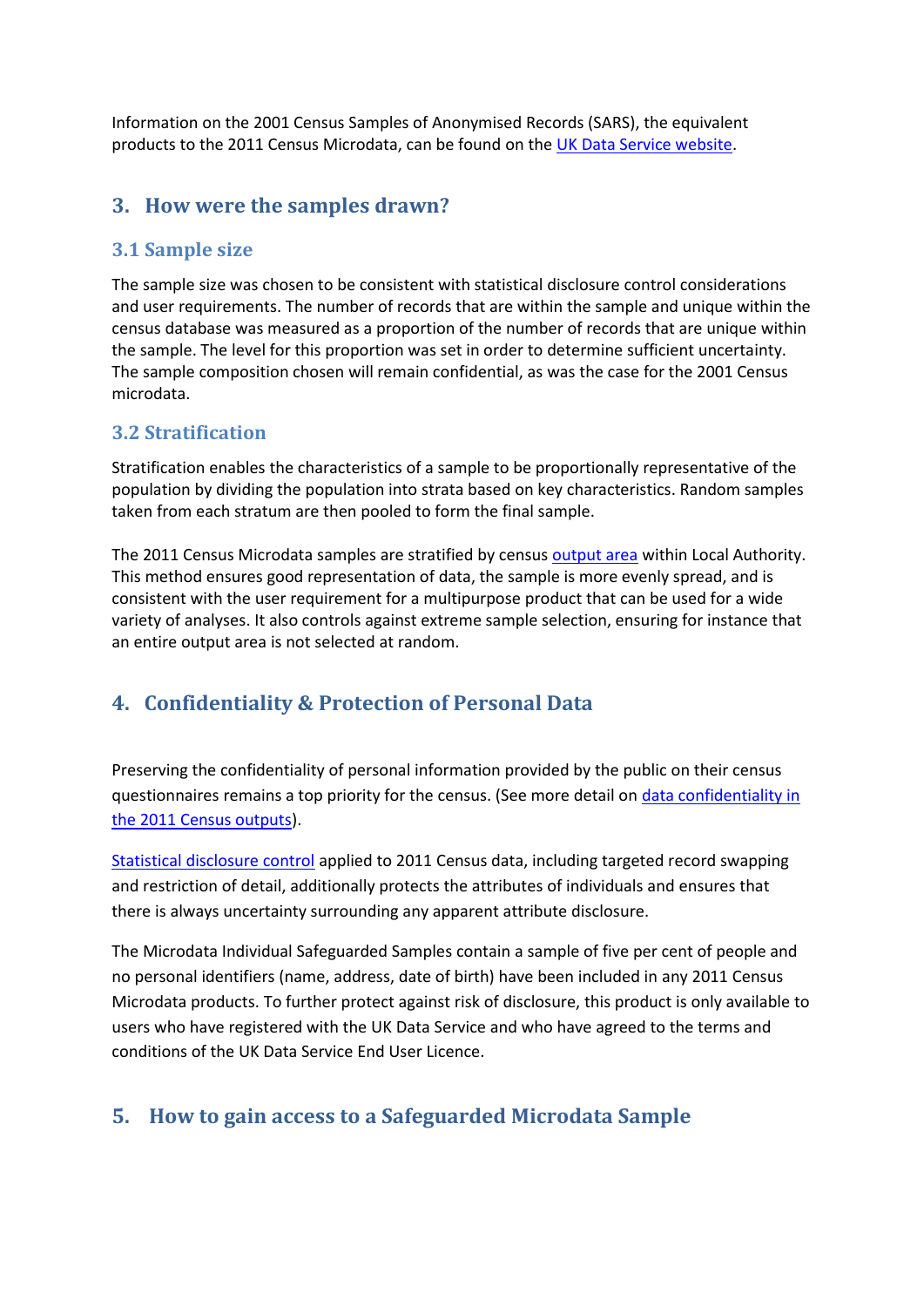Information on the 2001 Census Samples of Anonymised Records (SARS), the equivalent products to the 2011 Census Microdata, can be found on the UK Data Service website.

## 3. How were the samples drawn?

### 3.1 Sample size

The sample size was chosen to be consistent with statistical disclosure control considerations and user requirements. The number of records that are within the sample and unique within the census database was measured as a proportion of the number of records that are unique within the sample. The level for this proportion was set in order to determine sufficient uncertainty. The sample composition chosen will remain confidential, as was the case for the 2001 Census microdata.

### 3.2 Stratification

Stratification enables the characteristics of a sample to be proportionally representative of the population by dividing the population into strata based on key characteristics. Random samples taken from each stratum are then pooled to form the final sample.

The 2011 Census Microdata samples are stratified by census output area within Local Authority. This method ensures good representation of data, the sample is more evenly spread, and is consistent with the user requirement for a multipurpose product that can be used for a wide variety of analyses. It also controls against extreme sample selection, ensuring for instance that an entire output area is not selected at random.

## 4. Confidentiality & Protection of Personal Data

Preserving the confidentiality of personal information provided by the public on their census questionnaires remains a top priority for the census. (See more detail on data confidentiality in the 2011 Census outputs).

Statistical disclosure control applied to 2011 Census data, including targeted record swapping and restriction of detail, additionally protects the attributes of individuals and ensures that there is always uncertainty surrounding any apparent attribute disclosure.

The Microdata Individual Safeguarded Samples contain a sample of five per cent of people and no personal identifiers (name, address, date of birth) have been included in any 2011 Census Microdata products. To further protect against risk of disclosure, this product is only available to users who have registered with the UK Data Service and who have agreed to the terms and conditions of the UK Data Service End User Licence.

## 5. How to gain access to a Safeguarded Microdata Sample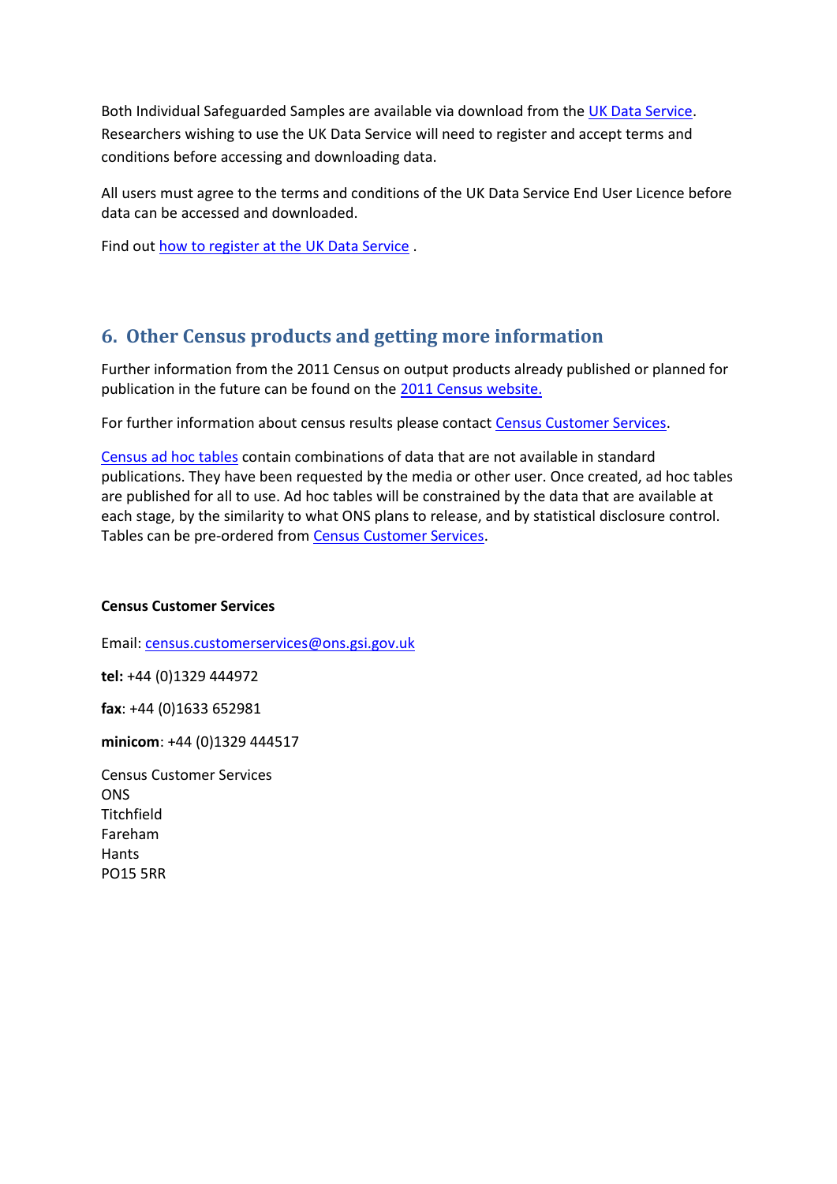Both Individual Safeguarded Samples are available via download from the UK Data Service. Researchers wishing to use the UK Data Service will need to register and accept terms and conditions before accessing and downloading data.

All users must agree to the terms and conditions of the UK Data Service End User Licence before data can be accessed and downloaded.

Find out how to register at the UK Data Service .

## 6. Other Census products and getting more information

Further information from the 2011 Census on output products already published or planned for publication in the future can be found on the 2011 Census website.

For further information about census results please contact Census Customer Services.

Census ad hoc tables contain combinations of data that are not available in standard publications. They have been requested by the media or other user. Once created, ad hoc tables are published for all to use. Ad hoc tables will be constrained by the data that are available at each stage, by the similarity to what ONS plans to release, and by statistical disclosure control. Tables can be pre-ordered from Census Customer Services.

**Census Customer Services**

Email: census.customerservices@ons.gsi.gov.uk

**tel:** +44 (0)1329 444972

**fax**: +44 (0)1633 652981

**minicom**: +44 (0)1329 444517

Census Customer Services
ONS
Titchfield
Fareham
Hants
PO15 5RR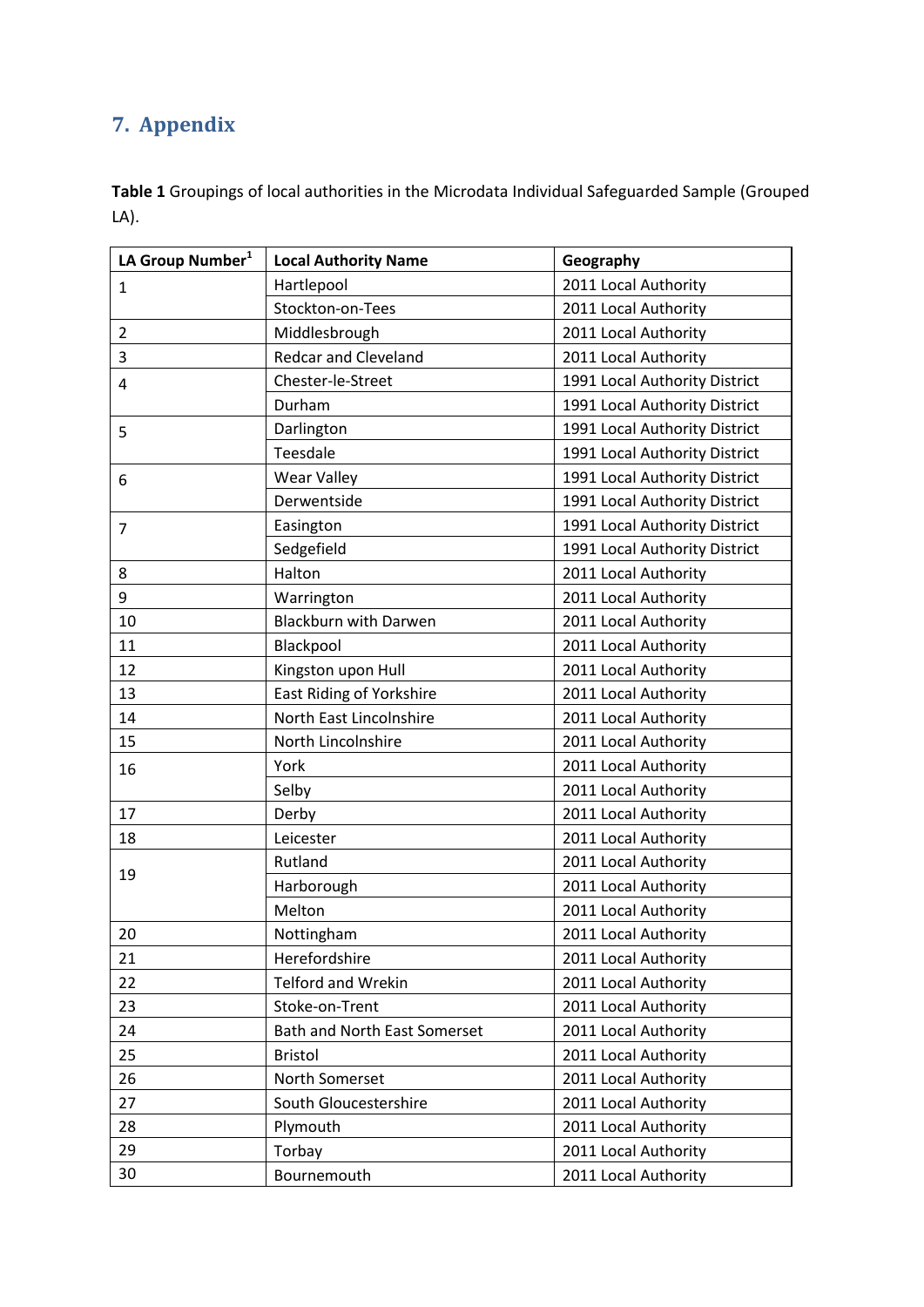## 7. Appendix

**Table 1** Groupings of local authorities in the Microdata Individual Safeguarded Sample (Grouped LA).

| LA Group Number[1] | Local Authority Name | Geography |
|---|---|---|
| 1 | Hartlepool | 2011 Local Authority |
| | Stockton-on-Tees | 2011 Local Authority |
| 2 | Middlesbrough | 2011 Local Authority |
| 3 | Redcar and Cleveland | 2011 Local Authority |
| 4 | Chester-le-Street | 1991 Local Authority District |
| | Durham | 1991 Local Authority District |
| 5 | Darlington | 1991 Local Authority District |
| | Teesdale | 1991 Local Authority District |
| 6 | Wear Valley | 1991 Local Authority District |
| | Derwentside | 1991 Local Authority District |
| 7 | Easington | 1991 Local Authority District |
| | Sedgefield | 1991 Local Authority District |
| 8 | Halton | 2011 Local Authority |
| 9 | Warrington | 2011 Local Authority |
| 10 | Blackburn with Darwen | 2011 Local Authority |
| 11 | Blackpool | 2011 Local Authority |
| 12 | Kingston upon Hull | 2011 Local Authority |
| 13 | East Riding of Yorkshire | 2011 Local Authority |
| 14 | North East Lincolnshire | 2011 Local Authority |
| 15 | North Lincolnshire | 2011 Local Authority |
| 16 | York | 2011 Local Authority |
| | Selby | 2011 Local Authority |
| 17 | Derby | 2011 Local Authority |
| 18 | Leicester | 2011 Local Authority |
| 19 | Rutland | 2011 Local Authority |
| | Harborough | 2011 Local Authority |
| | Melton | 2011 Local Authority |
| 20 | Nottingham | 2011 Local Authority |
| 21 | Herefordshire | 2011 Local Authority |
| 22 | Telford and Wrekin | 2011 Local Authority |
| 23 | Stoke-on-Trent | 2011 Local Authority |
| 24 | Bath and North East Somerset | 2011 Local Authority |
| 25 | Bristol | 2011 Local Authority |
| 26 | North Somerset | 2011 Local Authority |
| 27 | South Gloucestershire | 2011 Local Authority |
| 28 | Plymouth | 2011 Local Authority |
| 29 | Torbay | 2011 Local Authority |
| 30 | Bournemouth | 2011 Local Authority |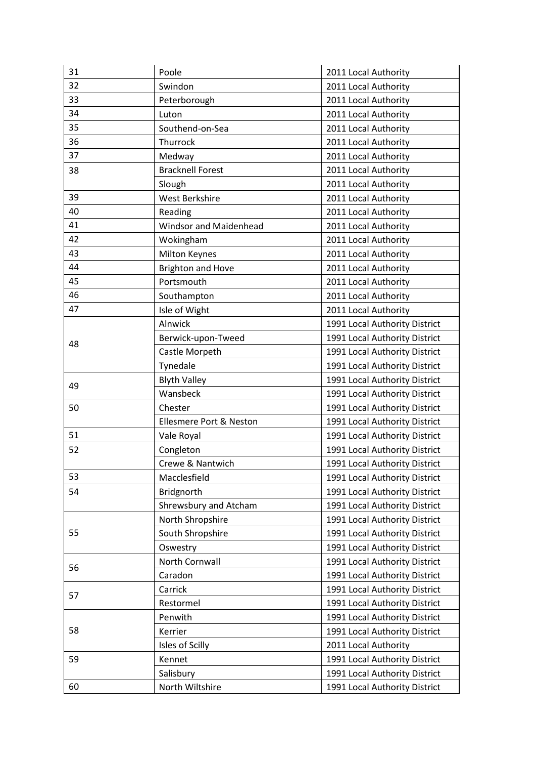| 31 | Poole | 2011 Local Authority |
|---|---|---|
| 32 | Swindon | 2011 Local Authority |
| 33 | Peterborough | 2011 Local Authority |
| 34 | Luton | 2011 Local Authority |
| 35 | Southend-on-Sea | 2011 Local Authority |
| 36 | Thurrock | 2011 Local Authority |
| 37 | Medway | 2011 Local Authority |
| 38 | Bracknell Forest | 2011 Local Authority |
| | Slough | 2011 Local Authority |
| 39 | West Berkshire | 2011 Local Authority |
| 40 | Reading | 2011 Local Authority |
| 41 | Windsor and Maidenhead | 2011 Local Authority |
| 42 | Wokingham | 2011 Local Authority |
| 43 | Milton Keynes | 2011 Local Authority |
| 44 | Brighton and Hove | 2011 Local Authority |
| 45 | Portsmouth | 2011 Local Authority |
| 46 | Southampton | 2011 Local Authority |
| 47 | Isle of Wight | 2011 Local Authority |
| 48 | Alnwick | 1991 Local Authority District |
| | Berwick-upon-Tweed | 1991 Local Authority District |
| | Castle Morpeth | 1991 Local Authority District |
| | Tynedale | 1991 Local Authority District |
| 49 | Blyth Valley | 1991 Local Authority District |
| | Wansbeck | 1991 Local Authority District |
| 50 | Chester | 1991 Local Authority District |
| | Ellesmere Port & Neston | 1991 Local Authority District |
| 51 | Vale Royal | 1991 Local Authority District |
| 52 | Congleton | 1991 Local Authority District |
| | Crewe & Nantwich | 1991 Local Authority District |
| 53 | Macclesfield | 1991 Local Authority District |
| 54 | Bridgnorth | 1991 Local Authority District |
| | Shrewsbury and Atcham | 1991 Local Authority District |
| 55 | North Shropshire | 1991 Local Authority District |
| | South Shropshire | 1991 Local Authority District |
| | Oswestry | 1991 Local Authority District |
| 56 | North Cornwall | 1991 Local Authority District |
| | Caradon | 1991 Local Authority District |
| 57 | Carrick | 1991 Local Authority District |
| | Restormel | 1991 Local Authority District |
| 58 | Penwith | 1991 Local Authority District |
| | Kerrier | 1991 Local Authority District |
| | Isles of Scilly | 2011 Local Authority |
| 59 | Kennet | 1991 Local Authority District |
| | Salisbury | 1991 Local Authority District |
| 60 | North Wiltshire | 1991 Local Authority District |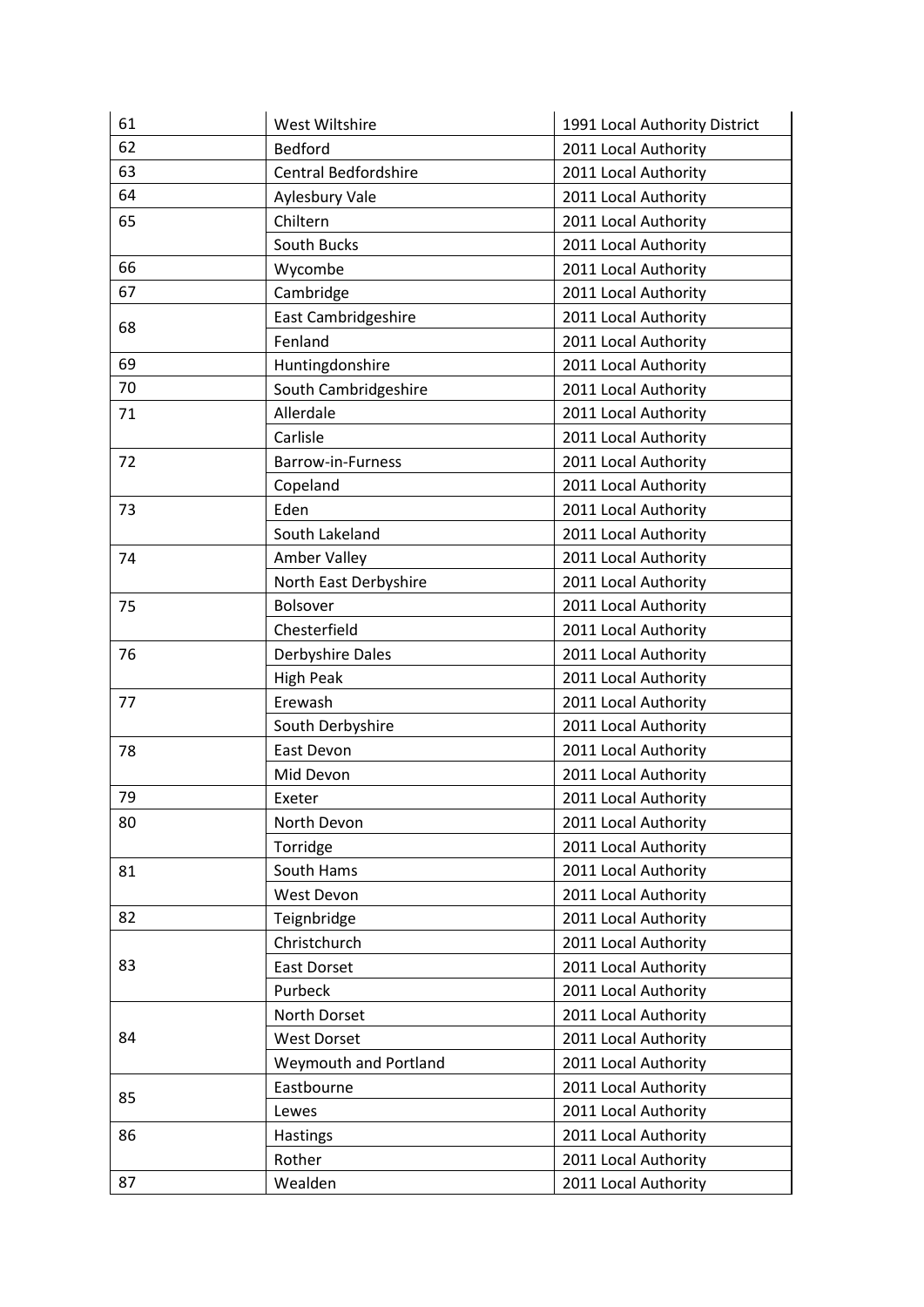| 61 | West Wiltshire | 1991 Local Authority District |
|---|---|---|
| 62 | Bedford | 2011 Local Authority |
| 63 | Central Bedfordshire | 2011 Local Authority |
| 64 | Aylesbury Vale | 2011 Local Authority |
| 65 | Chiltern | 2011 Local Authority |
| | South Bucks | 2011 Local Authority |
| 66 | Wycombe | 2011 Local Authority |
| 67 | Cambridge | 2011 Local Authority |
| 68 | East Cambridgeshire | 2011 Local Authority |
| | Fenland | 2011 Local Authority |
| 69 | Huntingdonshire | 2011 Local Authority |
| 70 | South Cambridgeshire | 2011 Local Authority |
| 71 | Allerdale | 2011 Local Authority |
| | Carlisle | 2011 Local Authority |
| 72 | Barrow-in-Furness | 2011 Local Authority |
| | Copeland | 2011 Local Authority |
| 73 | Eden | 2011 Local Authority |
| | South Lakeland | 2011 Local Authority |
| 74 | Amber Valley | 2011 Local Authority |
| | North East Derbyshire | 2011 Local Authority |
| 75 | Bolsover | 2011 Local Authority |
| | Chesterfield | 2011 Local Authority |
| 76 | Derbyshire Dales | 2011 Local Authority |
| | High Peak | 2011 Local Authority |
| 77 | Erewash | 2011 Local Authority |
| | South Derbyshire | 2011 Local Authority |
| 78 | East Devon | 2011 Local Authority |
| | Mid Devon | 2011 Local Authority |
| 79 | Exeter | 2011 Local Authority |
| 80 | North Devon | 2011 Local Authority |
| | Torridge | 2011 Local Authority |
| 81 | South Hams | 2011 Local Authority |
| | West Devon | 2011 Local Authority |
| 82 | Teignbridge | 2011 Local Authority |
| 83 | Christchurch | 2011 Local Authority |
| | East Dorset | 2011 Local Authority |
| | Purbeck | 2011 Local Authority |
| 84 | North Dorset | 2011 Local Authority |
| | West Dorset | 2011 Local Authority |
| | Weymouth and Portland | 2011 Local Authority |
| 85 | Eastbourne | 2011 Local Authority |
| | Lewes | 2011 Local Authority |
| 86 | Hastings | 2011 Local Authority |
| | Rother | 2011 Local Authority |
| 87 | Wealden | 2011 Local Authority |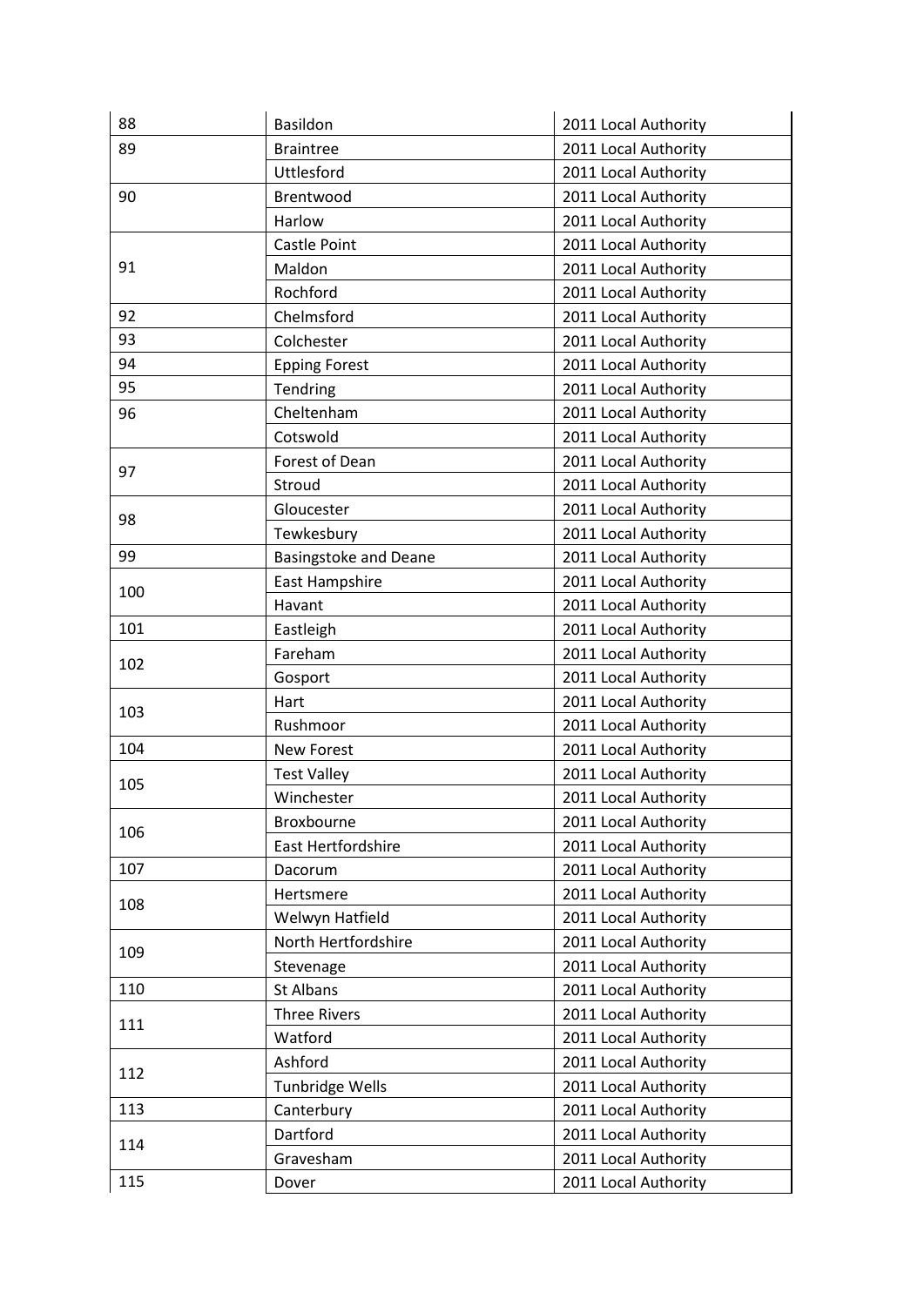| 88 | Basildon | 2011 Local Authority |
|---|---|---|
| 89 | Braintree | 2011 Local Authority |
| | Uttlesford | 2011 Local Authority |
| 90 | Brentwood | 2011 Local Authority |
| | Harlow | 2011 Local Authority |
| 91 | Castle Point | 2011 Local Authority |
| | Maldon | 2011 Local Authority |
| | Rochford | 2011 Local Authority |
| 92 | Chelmsford | 2011 Local Authority |
| 93 | Colchester | 2011 Local Authority |
| 94 | Epping Forest | 2011 Local Authority |
| 95 | Tendring | 2011 Local Authority |
| 96 | Cheltenham | 2011 Local Authority |
| | Cotswold | 2011 Local Authority |
| 97 | Forest of Dean | 2011 Local Authority |
| | Stroud | 2011 Local Authority |
| 98 | Gloucester | 2011 Local Authority |
| | Tewkesbury | 2011 Local Authority |
| 99 | Basingstoke and Deane | 2011 Local Authority |
| 100 | East Hampshire | 2011 Local Authority |
| | Havant | 2011 Local Authority |
| 101 | Eastleigh | 2011 Local Authority |
| 102 | Fareham | 2011 Local Authority |
| | Gosport | 2011 Local Authority |
| 103 | Hart | 2011 Local Authority |
| | Rushmoor | 2011 Local Authority |
| 104 | New Forest | 2011 Local Authority |
| 105 | Test Valley | 2011 Local Authority |
| | Winchester | 2011 Local Authority |
| 106 | Broxbourne | 2011 Local Authority |
| | East Hertfordshire | 2011 Local Authority |
| 107 | Dacorum | 2011 Local Authority |
| 108 | Hertsmere | 2011 Local Authority |
| | Welwyn Hatfield | 2011 Local Authority |
| 109 | North Hertfordshire | 2011 Local Authority |
| | Stevenage | 2011 Local Authority |
| 110 | St Albans | 2011 Local Authority |
| 111 | Three Rivers | 2011 Local Authority |
| | Watford | 2011 Local Authority |
| 112 | Ashford | 2011 Local Authority |
| | Tunbridge Wells | 2011 Local Authority |
| 113 | Canterbury | 2011 Local Authority |
| 114 | Dartford | 2011 Local Authority |
| | Gravesham | 2011 Local Authority |
| 115 | Dover | 2011 Local Authority |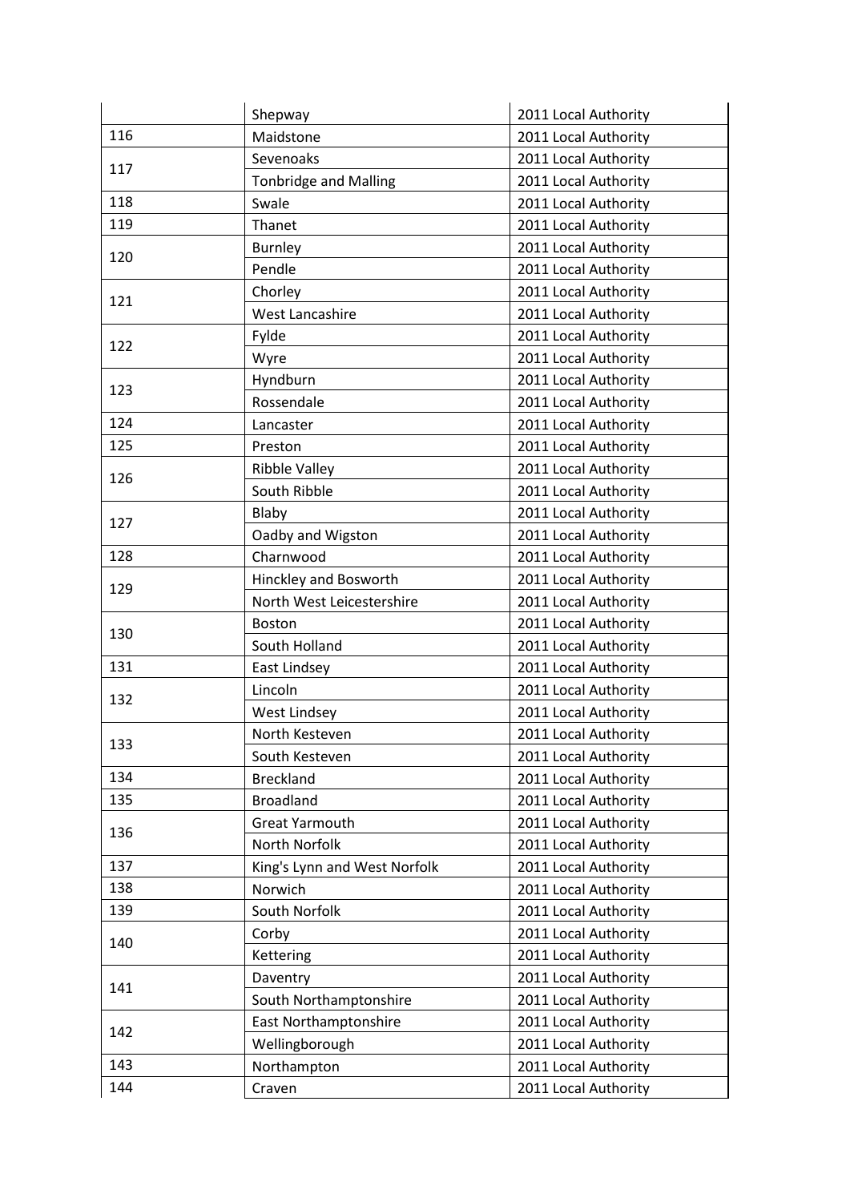| | | |
|---|---|---|
| | Shepway | 2011 Local Authority |
| 116 | Maidstone | 2011 Local Authority |
| 117 | Sevenoaks | 2011 Local Authority |
| | Tonbridge and Malling | 2011 Local Authority |
| 118 | Swale | 2011 Local Authority |
| 119 | Thanet | 2011 Local Authority |
| 120 | Burnley | 2011 Local Authority |
| | Pendle | 2011 Local Authority |
| 121 | Chorley | 2011 Local Authority |
| | West Lancashire | 2011 Local Authority |
| 122 | Fylde | 2011 Local Authority |
| | Wyre | 2011 Local Authority |
| 123 | Hyndburn | 2011 Local Authority |
| | Rossendale | 2011 Local Authority |
| 124 | Lancaster | 2011 Local Authority |
| 125 | Preston | 2011 Local Authority |
| 126 | Ribble Valley | 2011 Local Authority |
| | South Ribble | 2011 Local Authority |
| 127 | Blaby | 2011 Local Authority |
| | Oadby and Wigston | 2011 Local Authority |
| 128 | Charnwood | 2011 Local Authority |
| 129 | Hinckley and Bosworth | 2011 Local Authority |
| | North West Leicestershire | 2011 Local Authority |
| 130 | Boston | 2011 Local Authority |
| | South Holland | 2011 Local Authority |
| 131 | East Lindsey | 2011 Local Authority |
| 132 | Lincoln | 2011 Local Authority |
| | West Lindsey | 2011 Local Authority |
| 133 | North Kesteven | 2011 Local Authority |
| | South Kesteven | 2011 Local Authority |
| 134 | Breckland | 2011 Local Authority |
| 135 | Broadland | 2011 Local Authority |
| 136 | Great Yarmouth | 2011 Local Authority |
| | North Norfolk | 2011 Local Authority |
| 137 | King's Lynn and West Norfolk | 2011 Local Authority |
| 138 | Norwich | 2011 Local Authority |
| 139 | South Norfolk | 2011 Local Authority |
| 140 | Corby | 2011 Local Authority |
| | Kettering | 2011 Local Authority |
| 141 | Daventry | 2011 Local Authority |
| | South Northamptonshire | 2011 Local Authority |
| 142 | East Northamptonshire | 2011 Local Authority |
| | Wellingborough | 2011 Local Authority |
| 143 | Northampton | 2011 Local Authority |
| 144 | Craven | 2011 Local Authority |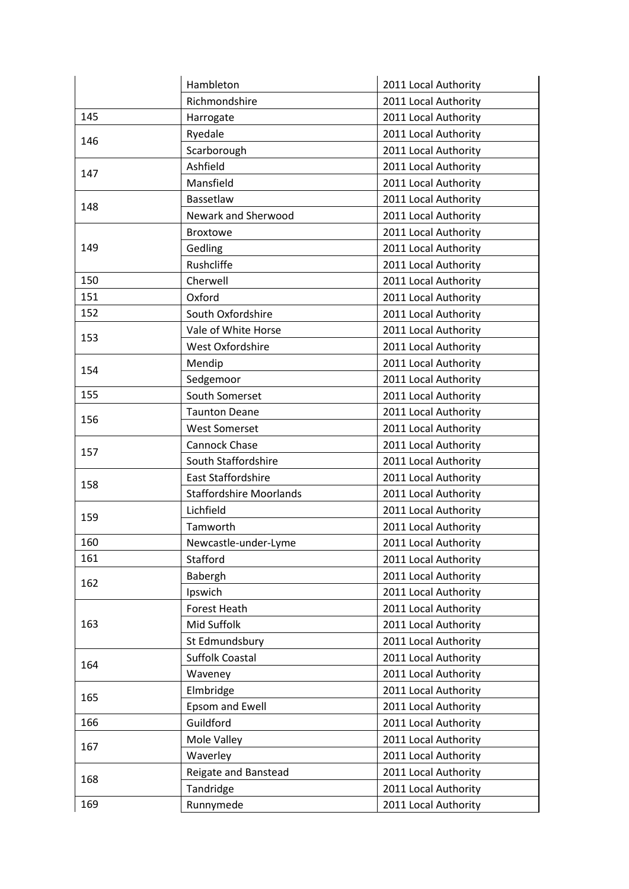| | | |
|---|---|---|
| | Hambleton | 2011 Local Authority |
| | Richmondshire | 2011 Local Authority |
| 145 | Harrogate | 2011 Local Authority |
| 146 | Ryedale | 2011 Local Authority |
| | Scarborough | 2011 Local Authority |
| 147 | Ashfield | 2011 Local Authority |
| | Mansfield | 2011 Local Authority |
| 148 | Bassetlaw | 2011 Local Authority |
| | Newark and Sherwood | 2011 Local Authority |
| 149 | Broxtowe | 2011 Local Authority |
| | Gedling | 2011 Local Authority |
| | Rushcliffe | 2011 Local Authority |
| 150 | Cherwell | 2011 Local Authority |
| 151 | Oxford | 2011 Local Authority |
| 152 | South Oxfordshire | 2011 Local Authority |
| 153 | Vale of White Horse | 2011 Local Authority |
| | West Oxfordshire | 2011 Local Authority |
| 154 | Mendip | 2011 Local Authority |
| | Sedgemoor | 2011 Local Authority |
| 155 | South Somerset | 2011 Local Authority |
| 156 | Taunton Deane | 2011 Local Authority |
| | West Somerset | 2011 Local Authority |
| 157 | Cannock Chase | 2011 Local Authority |
| | South Staffordshire | 2011 Local Authority |
| 158 | East Staffordshire | 2011 Local Authority |
| | Staffordshire Moorlands | 2011 Local Authority |
| 159 | Lichfield | 2011 Local Authority |
| | Tamworth | 2011 Local Authority |
| 160 | Newcastle-under-Lyme | 2011 Local Authority |
| 161 | Stafford | 2011 Local Authority |
| 162 | Babergh | 2011 Local Authority |
| | Ipswich | 2011 Local Authority |
| 163 | Forest Heath | 2011 Local Authority |
| | Mid Suffolk | 2011 Local Authority |
| | St Edmundsbury | 2011 Local Authority |
| 164 | Suffolk Coastal | 2011 Local Authority |
| | Waveney | 2011 Local Authority |
| 165 | Elmbridge | 2011 Local Authority |
| | Epsom and Ewell | 2011 Local Authority |
| 166 | Guildford | 2011 Local Authority |
| 167 | Mole Valley | 2011 Local Authority |
| | Waverley | 2011 Local Authority |
| 168 | Reigate and Banstead | 2011 Local Authority |
| | Tandridge | 2011 Local Authority |
| 169 | Runnymede | 2011 Local Authority |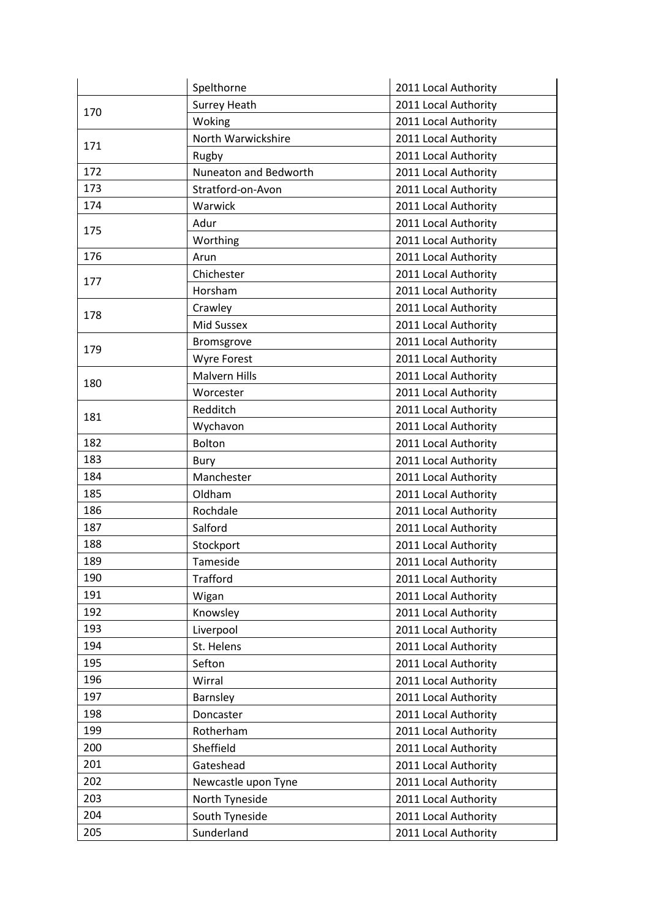| | | |
|---|---|---|
| | Spelthorne | 2011 Local Authority |
| 170 | Surrey Heath | 2011 Local Authority |
| | Woking | 2011 Local Authority |
| 171 | North Warwickshire | 2011 Local Authority |
| | Rugby | 2011 Local Authority |
| 172 | Nuneaton and Bedworth | 2011 Local Authority |
| 173 | Stratford-on-Avon | 2011 Local Authority |
| 174 | Warwick | 2011 Local Authority |
| 175 | Adur | 2011 Local Authority |
| | Worthing | 2011 Local Authority |
| 176 | Arun | 2011 Local Authority |
| 177 | Chichester | 2011 Local Authority |
| | Horsham | 2011 Local Authority |
| 178 | Crawley | 2011 Local Authority |
| | Mid Sussex | 2011 Local Authority |
| 179 | Bromsgrove | 2011 Local Authority |
| | Wyre Forest | 2011 Local Authority |
| 180 | Malvern Hills | 2011 Local Authority |
| | Worcester | 2011 Local Authority |
| 181 | Redditch | 2011 Local Authority |
| | Wychavon | 2011 Local Authority |
| 182 | Bolton | 2011 Local Authority |
| 183 | Bury | 2011 Local Authority |
| 184 | Manchester | 2011 Local Authority |
| 185 | Oldham | 2011 Local Authority |
| 186 | Rochdale | 2011 Local Authority |
| 187 | Salford | 2011 Local Authority |
| 188 | Stockport | 2011 Local Authority |
| 189 | Tameside | 2011 Local Authority |
| 190 | Trafford | 2011 Local Authority |
| 191 | Wigan | 2011 Local Authority |
| 192 | Knowsley | 2011 Local Authority |
| 193 | Liverpool | 2011 Local Authority |
| 194 | St. Helens | 2011 Local Authority |
| 195 | Sefton | 2011 Local Authority |
| 196 | Wirral | 2011 Local Authority |
| 197 | Barnsley | 2011 Local Authority |
| 198 | Doncaster | 2011 Local Authority |
| 199 | Rotherham | 2011 Local Authority |
| 200 | Sheffield | 2011 Local Authority |
| 201 | Gateshead | 2011 Local Authority |
| 202 | Newcastle upon Tyne | 2011 Local Authority |
| 203 | North Tyneside | 2011 Local Authority |
| 204 | South Tyneside | 2011 Local Authority |
| 205 | Sunderland | 2011 Local Authority |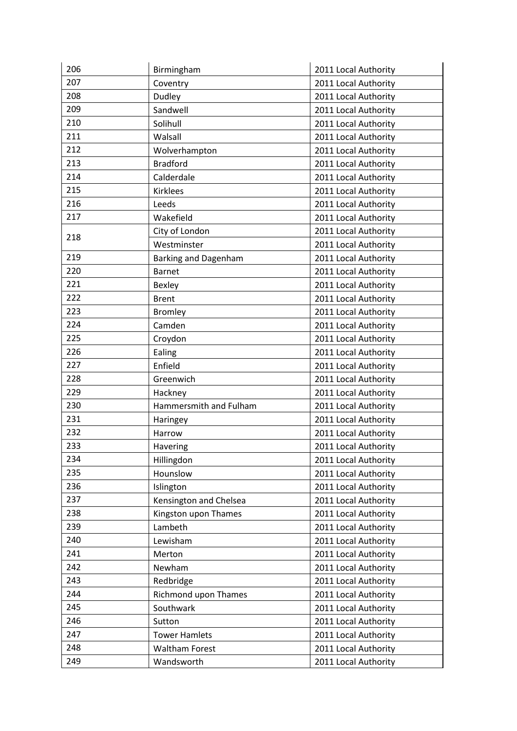| 206 | Birmingham | 2011 Local Authority |
|---|---|---|
| 207 | Coventry | 2011 Local Authority |
| 208 | Dudley | 2011 Local Authority |
| 209 | Sandwell | 2011 Local Authority |
| 210 | Solihull | 2011 Local Authority |
| 211 | Walsall | 2011 Local Authority |
| 212 | Wolverhampton | 2011 Local Authority |
| 213 | Bradford | 2011 Local Authority |
| 214 | Calderdale | 2011 Local Authority |
| 215 | Kirklees | 2011 Local Authority |
| 216 | Leeds | 2011 Local Authority |
| 217 | Wakefield | 2011 Local Authority |
| 218 | City of London | 2011 Local Authority |
| | Westminster | 2011 Local Authority |
| 219 | Barking and Dagenham | 2011 Local Authority |
| 220 | Barnet | 2011 Local Authority |
| 221 | Bexley | 2011 Local Authority |
| 222 | Brent | 2011 Local Authority |
| 223 | Bromley | 2011 Local Authority |
| 224 | Camden | 2011 Local Authority |
| 225 | Croydon | 2011 Local Authority |
| 226 | Ealing | 2011 Local Authority |
| 227 | Enfield | 2011 Local Authority |
| 228 | Greenwich | 2011 Local Authority |
| 229 | Hackney | 2011 Local Authority |
| 230 | Hammersmith and Fulham | 2011 Local Authority |
| 231 | Haringey | 2011 Local Authority |
| 232 | Harrow | 2011 Local Authority |
| 233 | Havering | 2011 Local Authority |
| 234 | Hillingdon | 2011 Local Authority |
| 235 | Hounslow | 2011 Local Authority |
| 236 | Islington | 2011 Local Authority |
| 237 | Kensington and Chelsea | 2011 Local Authority |
| 238 | Kingston upon Thames | 2011 Local Authority |
| 239 | Lambeth | 2011 Local Authority |
| 240 | Lewisham | 2011 Local Authority |
| 241 | Merton | 2011 Local Authority |
| 242 | Newham | 2011 Local Authority |
| 243 | Redbridge | 2011 Local Authority |
| 244 | Richmond upon Thames | 2011 Local Authority |
| 245 | Southwark | 2011 Local Authority |
| 246 | Sutton | 2011 Local Authority |
| 247 | Tower Hamlets | 2011 Local Authority |
| 248 | Waltham Forest | 2011 Local Authority |
| 249 | Wandsworth | 2011 Local Authority |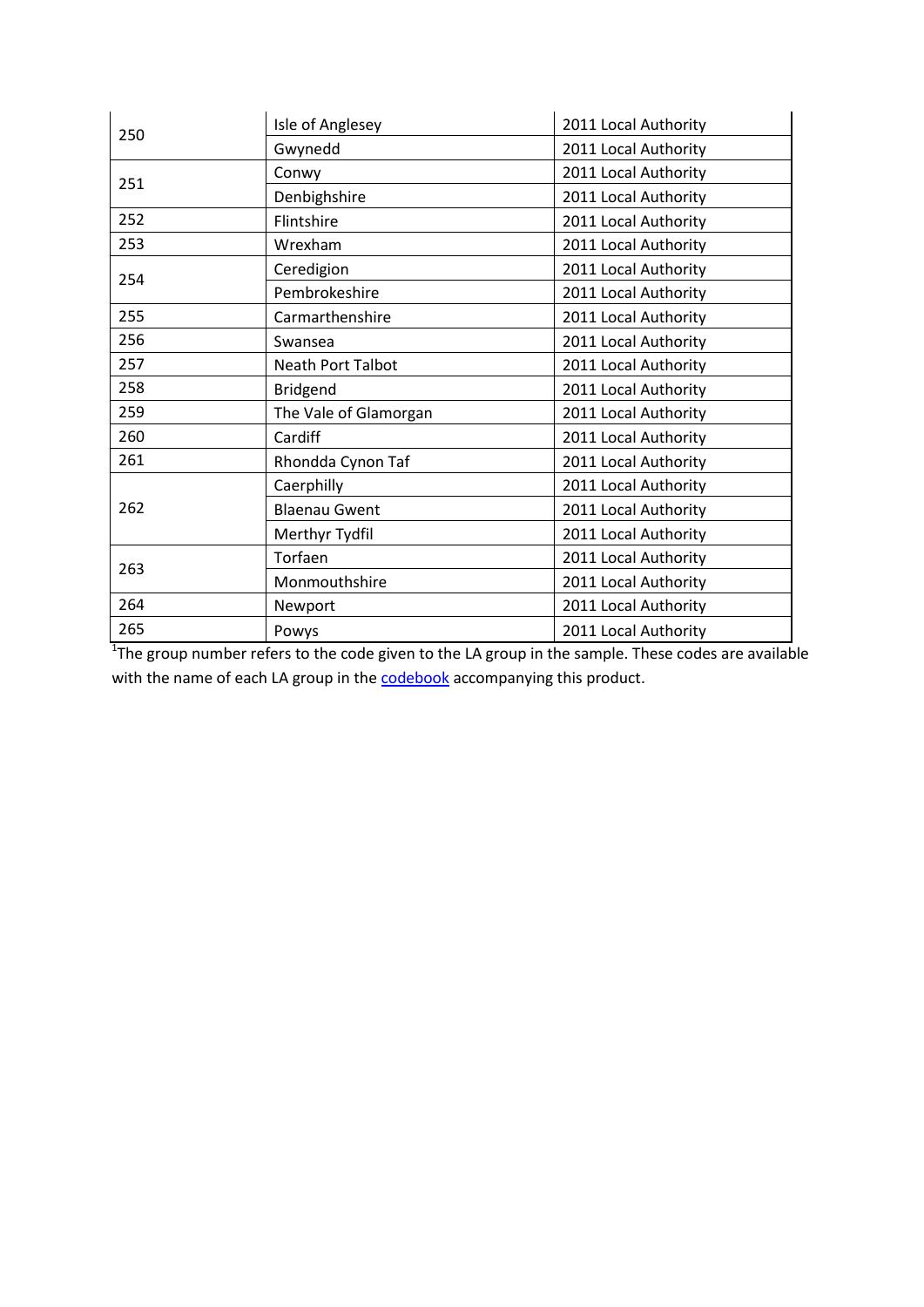| | | |
|---|---|---|
| 250 | Isle of Anglesey | 2011 Local Authority |
| | Gwynedd | 2011 Local Authority |
| 251 | Conwy | 2011 Local Authority |
| | Denbighshire | 2011 Local Authority |
| 252 | Flintshire | 2011 Local Authority |
| 253 | Wrexham | 2011 Local Authority |
| 254 | Ceredigion | 2011 Local Authority |
| | Pembrokeshire | 2011 Local Authority |
| 255 | Carmarthenshire | 2011 Local Authority |
| 256 | Swansea | 2011 Local Authority |
| 257 | Neath Port Talbot | 2011 Local Authority |
| 258 | Bridgend | 2011 Local Authority |
| 259 | The Vale of Glamorgan | 2011 Local Authority |
| 260 | Cardiff | 2011 Local Authority |
| 261 | Rhondda Cynon Taf | 2011 Local Authority |
| 262 | Caerphilly | 2011 Local Authority |
| | Blaenau Gwent | 2011 Local Authority |
| | Merthyr Tydfil | 2011 Local Authority |
| 263 | Torfaen | 2011 Local Authority |
| | Monmouthshire | 2011 Local Authority |
| 264 | Newport | 2011 Local Authority |
| 265 | Powys | 2011 Local Authority |

[1]The group number refers to the code given to the LA group in the sample. These codes are available with the name of each LA group in the codebook accompanying this product.